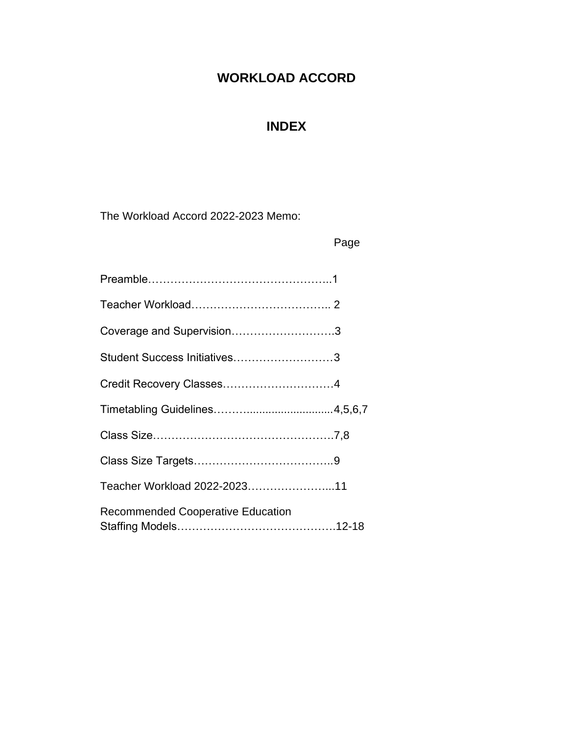# WORKLOAD ACCORD

## INDEX

The Workload Accord 2022-2023 Memo:

| | Page |
|---|---|
| Preamble | 1 |
| Teacher Workload | 2 |
| Coverage and Supervision | 3 |
| Student Success Initiatives | 3 |
| Credit Recovery Classes | 4 |
| Timetabling Guidelines | 4,5,6,7 |
| Class Size | 7,8 |
| Class Size Targets | 9 |
| Teacher Workload 2022-2023 | 11 |
| Recommended Cooperative Education Staffing Models | 12-18 |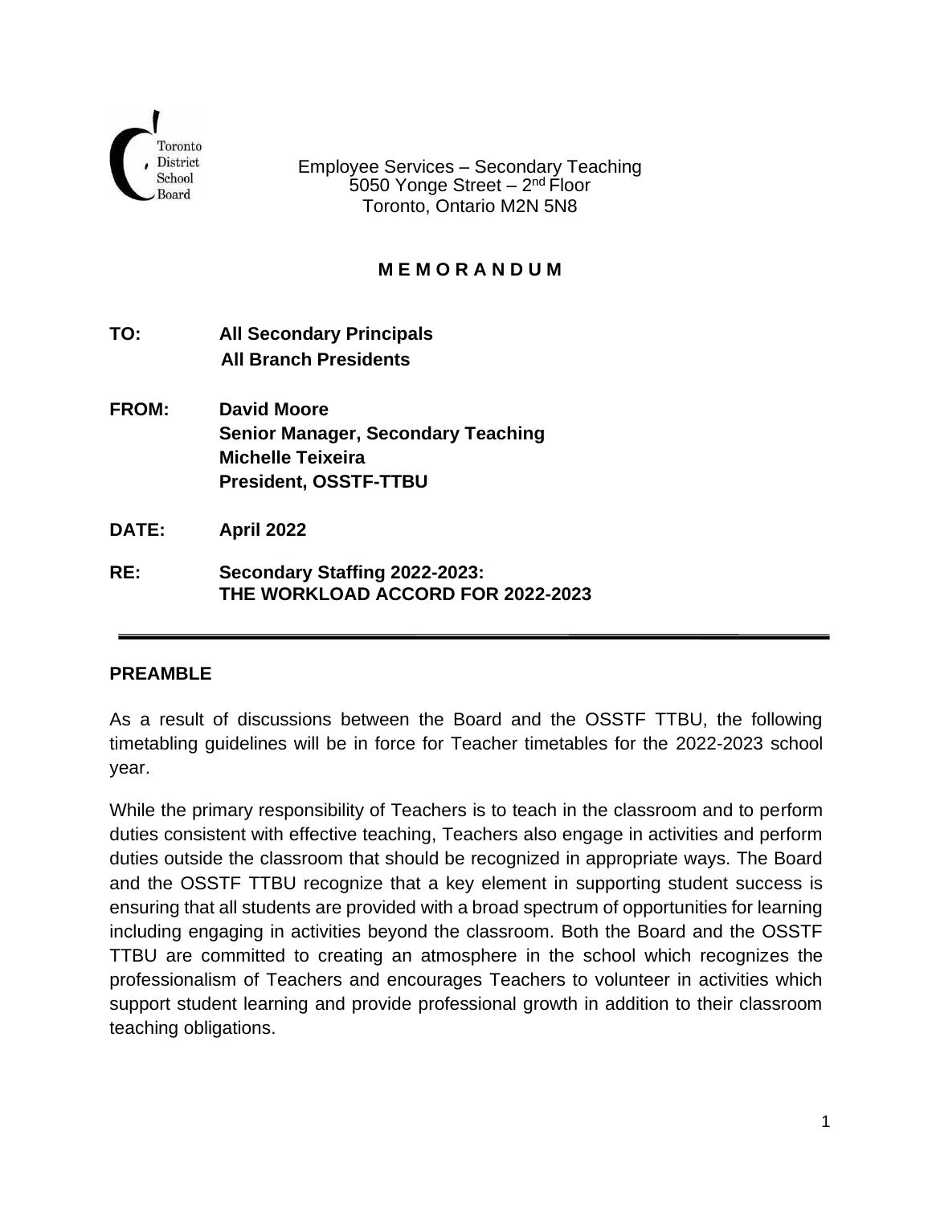Toronto District School Board

Employee Services – Secondary Teaching
5050 Yonge Street – 2nd Floor
Toronto, Ontario M2N 5N8

**M E M O R A N D U M**

**TO:** **All Secondary Principals**
**All Branch Presidents**

**FROM:** **David Moore**
**Senior Manager, Secondary Teaching**
**Michelle Teixeira**
**President, OSSTF-TTBU**

**DATE:** **April 2022**

**RE:** **Secondary Staffing 2022-2023:**
**THE WORKLOAD ACCORD FOR 2022-2023**

---

## PREAMBLE

As a result of discussions between the Board and the OSSTF TTBU, the following timetabling guidelines will be in force for Teacher timetables for the 2022-2023 school year.

While the primary responsibility of Teachers is to teach in the classroom and to perform duties consistent with effective teaching, Teachers also engage in activities and perform duties outside the classroom that should be recognized in appropriate ways. The Board and the OSSTF TTBU recognize that a key element in supporting student success is ensuring that all students are provided with a broad spectrum of opportunities for learning including engaging in activities beyond the classroom. Both the Board and the OSSTF TTBU are committed to creating an atmosphere in the school which recognizes the professionalism of Teachers and encourages Teachers to volunteer in activities which support student learning and provide professional growth in addition to their classroom teaching obligations.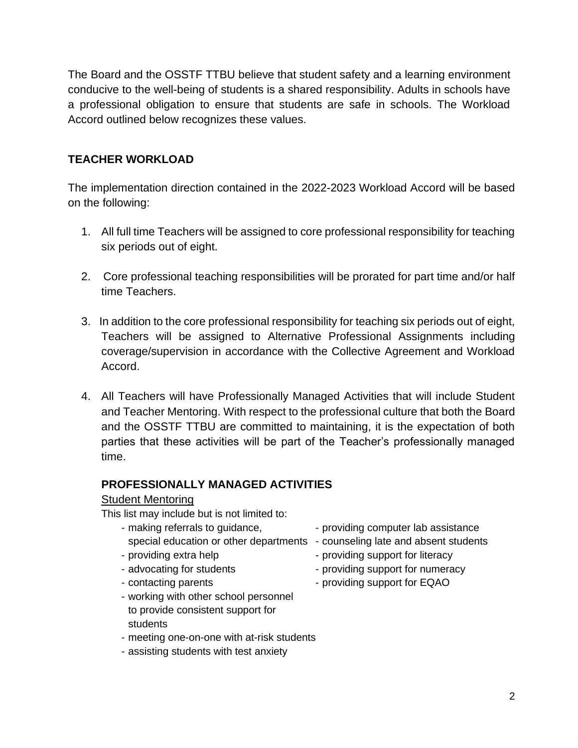The Board and the OSSTF TTBU believe that student safety and a learning environment conducive to the well-being of students is a shared responsibility. Adults in schools have a professional obligation to ensure that students are safe in schools. The Workload Accord outlined below recognizes these values.

## TEACHER WORKLOAD

The implementation direction contained in the 2022-2023 Workload Accord will be based on the following:

1. All full time Teachers will be assigned to core professional responsibility for teaching six periods out of eight.

2. Core professional teaching responsibilities will be prorated for part time and/or half time Teachers.

3. In addition to the core professional responsibility for teaching six periods out of eight, Teachers will be assigned to Alternative Professional Assignments including coverage/supervision in accordance with the Collective Agreement and Workload Accord.

4. All Teachers will have Professionally Managed Activities that will include Student and Teacher Mentoring. With respect to the professional culture that both the Board and the OSSTF TTBU are committed to maintaining, it is the expectation of both parties that these activities will be part of the Teacher's professionally managed time.

### PROFESSIONALLY MANAGED ACTIVITIES

<u>Student Mentoring</u>

This list may include but is not limited to:

- making referrals to guidance, special education or other departments
- providing extra help
- advocating for students
- contacting parents
- working with other school personnel to provide consistent support for students
- meeting one-on-one with at-risk students
- assisting students with test anxiety
- providing computer lab assistance
- counseling late and absent students
- providing support for literacy
- providing support for numeracy
- providing support for EQAO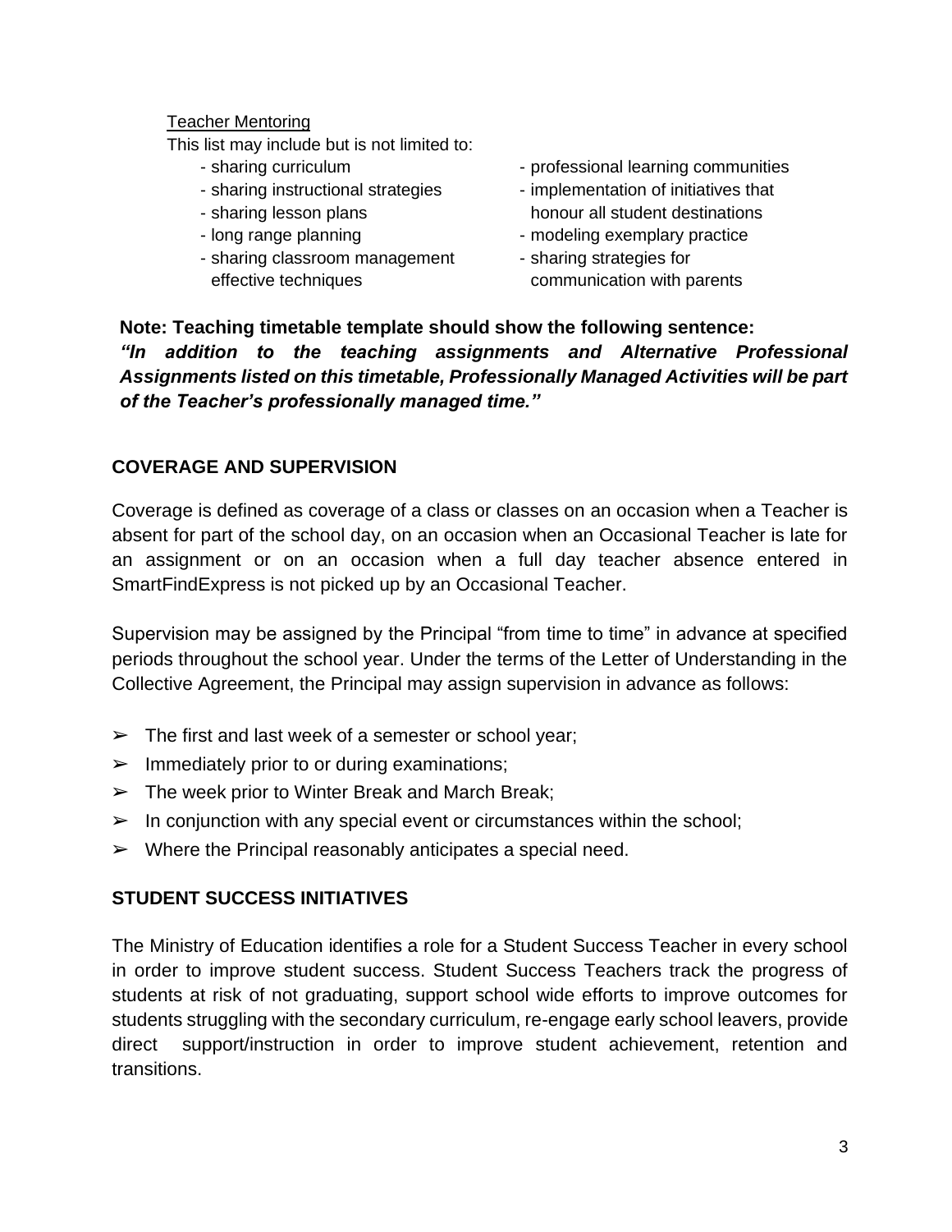Teacher Mentoring

This list may include but is not limited to:

- sharing curriculum
- sharing instructional strategies
- sharing lesson plans
- long range planning
- sharing classroom management effective techniques
- professional learning communities
- implementation of initiatives that honour all student destinations
- modeling exemplary practice
- sharing strategies for communication with parents

**Note: Teaching timetable template should show the following sentence:**
***"In addition to the teaching assignments and Alternative Professional Assignments listed on this timetable, Professionally Managed Activities will be part of the Teacher's professionally managed time."***

## COVERAGE AND SUPERVISION

Coverage is defined as coverage of a class or classes on an occasion when a Teacher is absent for part of the school day, on an occasion when an Occasional Teacher is late for an assignment or on an occasion when a full day teacher absence entered in SmartFindExpress is not picked up by an Occasional Teacher.

Supervision may be assigned by the Principal "from time to time" in advance at specified periods throughout the school year. Under the terms of the Letter of Understanding in the Collective Agreement, the Principal may assign supervision in advance as follows:

- The first and last week of a semester or school year;
- Immediately prior to or during examinations;
- The week prior to Winter Break and March Break;
- In conjunction with any special event or circumstances within the school;
- Where the Principal reasonably anticipates a special need.

## STUDENT SUCCESS INITIATIVES

The Ministry of Education identifies a role for a Student Success Teacher in every school in order to improve student success. Student Success Teachers track the progress of students at risk of not graduating, support school wide efforts to improve outcomes for students struggling with the secondary curriculum, re-engage early school leavers, provide direct support/instruction in order to improve student achievement, retention and transitions.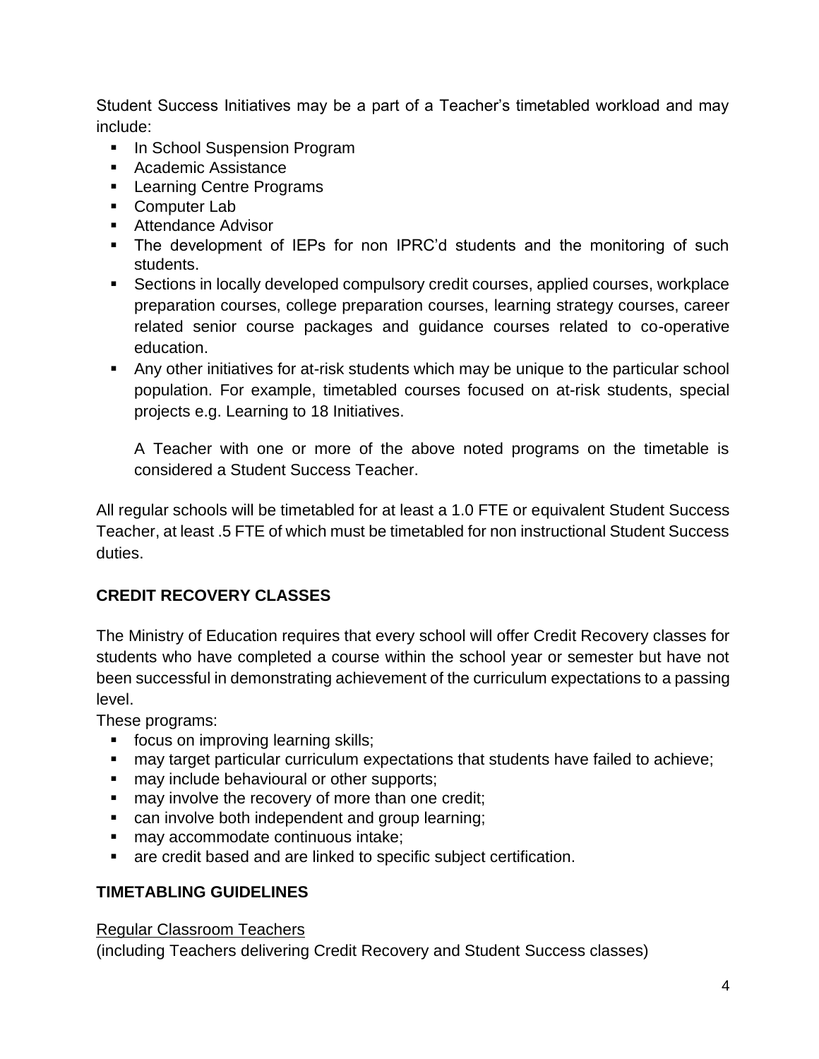Student Success Initiatives may be a part of a Teacher's timetabled workload and may include:

- In School Suspension Program
- Academic Assistance
- Learning Centre Programs
- Computer Lab
- Attendance Advisor
- The development of IEPs for non IPRC'd students and the monitoring of such students.
- Sections in locally developed compulsory credit courses, applied courses, workplace preparation courses, college preparation courses, learning strategy courses, career related senior course packages and guidance courses related to co-operative education.
- Any other initiatives for at-risk students which may be unique to the particular school population. For example, timetabled courses focused on at-risk students, special projects e.g. Learning to 18 Initiatives.

  A Teacher with one or more of the above noted programs on the timetable is considered a Student Success Teacher.

All regular schools will be timetabled for at least a 1.0 FTE or equivalent Student Success Teacher, at least .5 FTE of which must be timetabled for non instructional Student Success duties.

## CREDIT RECOVERY CLASSES

The Ministry of Education requires that every school will offer Credit Recovery classes for students who have completed a course within the school year or semester but have not been successful in demonstrating achievement of the curriculum expectations to a passing level.

These programs:

- focus on improving learning skills;
- may target particular curriculum expectations that students have failed to achieve;
- may include behavioural or other supports;
- may involve the recovery of more than one credit;
- can involve both independent and group learning;
- may accommodate continuous intake;
- are credit based and are linked to specific subject certification.

## TIMETABLING GUIDELINES

Regular Classroom Teachers
(including Teachers delivering Credit Recovery and Student Success classes)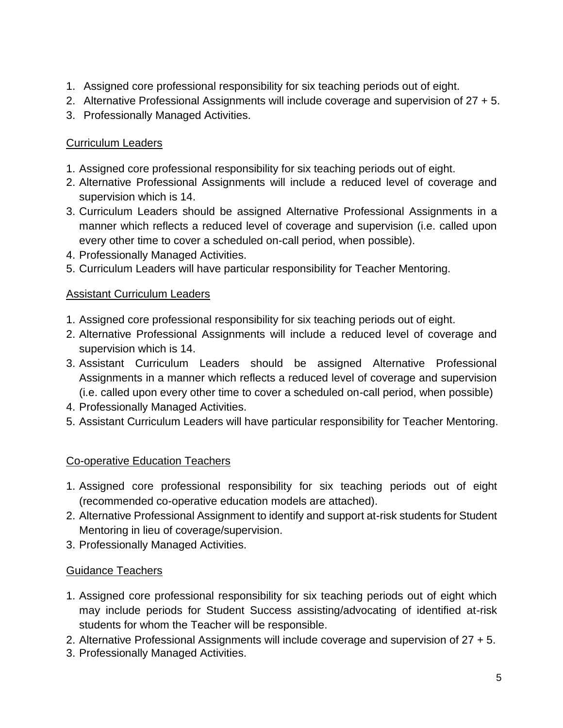1. Assigned core professional responsibility for six teaching periods out of eight.
2. Alternative Professional Assignments will include coverage and supervision of 27 + 5.
3. Professionally Managed Activities.

<u>Curriculum Leaders</u>

1. Assigned core professional responsibility for six teaching periods out of eight.
2. Alternative Professional Assignments will include a reduced level of coverage and supervision which is 14.
3. Curriculum Leaders should be assigned Alternative Professional Assignments in a manner which reflects a reduced level of coverage and supervision (i.e. called upon every other time to cover a scheduled on-call period, when possible).
4. Professionally Managed Activities.
5. Curriculum Leaders will have particular responsibility for Teacher Mentoring.

<u>Assistant Curriculum Leaders</u>

1. Assigned core professional responsibility for six teaching periods out of eight.
2. Alternative Professional Assignments will include a reduced level of coverage and supervision which is 14.
3. Assistant Curriculum Leaders should be assigned Alternative Professional Assignments in a manner which reflects a reduced level of coverage and supervision (i.e. called upon every other time to cover a scheduled on-call period, when possible)
4. Professionally Managed Activities.
5. Assistant Curriculum Leaders will have particular responsibility for Teacher Mentoring.

<u>Co-operative Education Teachers</u>

1. Assigned core professional responsibility for six teaching periods out of eight (recommended co-operative education models are attached).
2. Alternative Professional Assignment to identify and support at-risk students for Student Mentoring in lieu of coverage/supervision.
3. Professionally Managed Activities.

<u>Guidance Teachers</u>

1. Assigned core professional responsibility for six teaching periods out of eight which may include periods for Student Success assisting/advocating of identified at-risk students for whom the Teacher will be responsible.
2. Alternative Professional Assignments will include coverage and supervision of 27 + 5.
3. Professionally Managed Activities.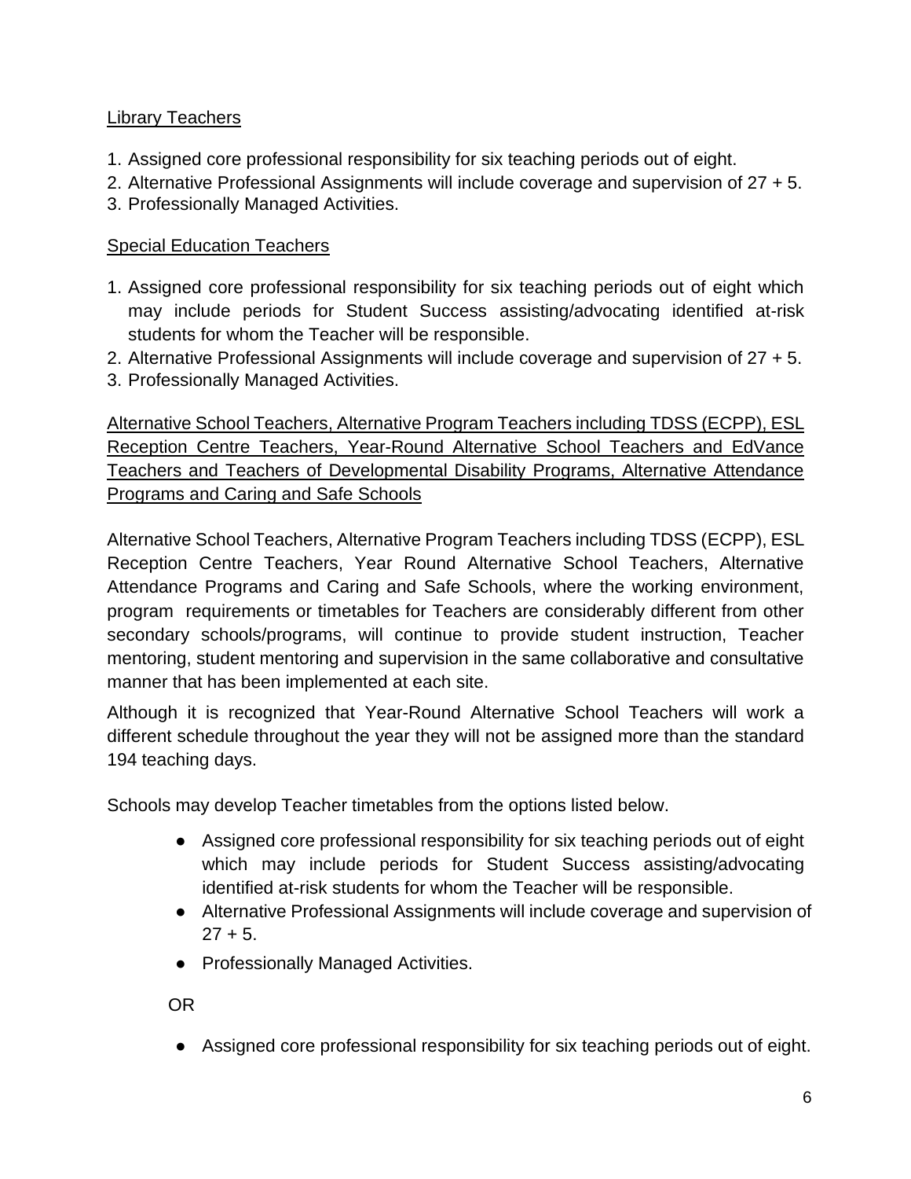<u>Library Teachers</u>

1. Assigned core professional responsibility for six teaching periods out of eight.
2. Alternative Professional Assignments will include coverage and supervision of 27 + 5.
3. Professionally Managed Activities.

<u>Special Education Teachers</u>

1. Assigned core professional responsibility for six teaching periods out of eight which may include periods for Student Success assisting/advocating identified at-risk students for whom the Teacher will be responsible.
2. Alternative Professional Assignments will include coverage and supervision of 27 + 5.
3. Professionally Managed Activities.

<u>Alternative School Teachers, Alternative Program Teachers including TDSS (ECPP), ESL Reception Centre Teachers, Year-Round Alternative School Teachers and EdVance Teachers and Teachers of Developmental Disability Programs, Alternative Attendance Programs and Caring and Safe Schools</u>

Alternative School Teachers, Alternative Program Teachers including TDSS (ECPP), ESL Reception Centre Teachers, Year Round Alternative School Teachers, Alternative Attendance Programs and Caring and Safe Schools, where the working environment, program requirements or timetables for Teachers are considerably different from other secondary schools/programs, will continue to provide student instruction, Teacher mentoring, student mentoring and supervision in the same collaborative and consultative manner that has been implemented at each site.

Although it is recognized that Year-Round Alternative School Teachers will work a different schedule throughout the year they will not be assigned more than the standard 194 teaching days.

Schools may develop Teacher timetables from the options listed below.

- Assigned core professional responsibility for six teaching periods out of eight which may include periods for Student Success assisting/advocating identified at-risk students for whom the Teacher will be responsible.
- Alternative Professional Assignments will include coverage and supervision of 27 + 5.
- Professionally Managed Activities.

OR

- Assigned core professional responsibility for six teaching periods out of eight.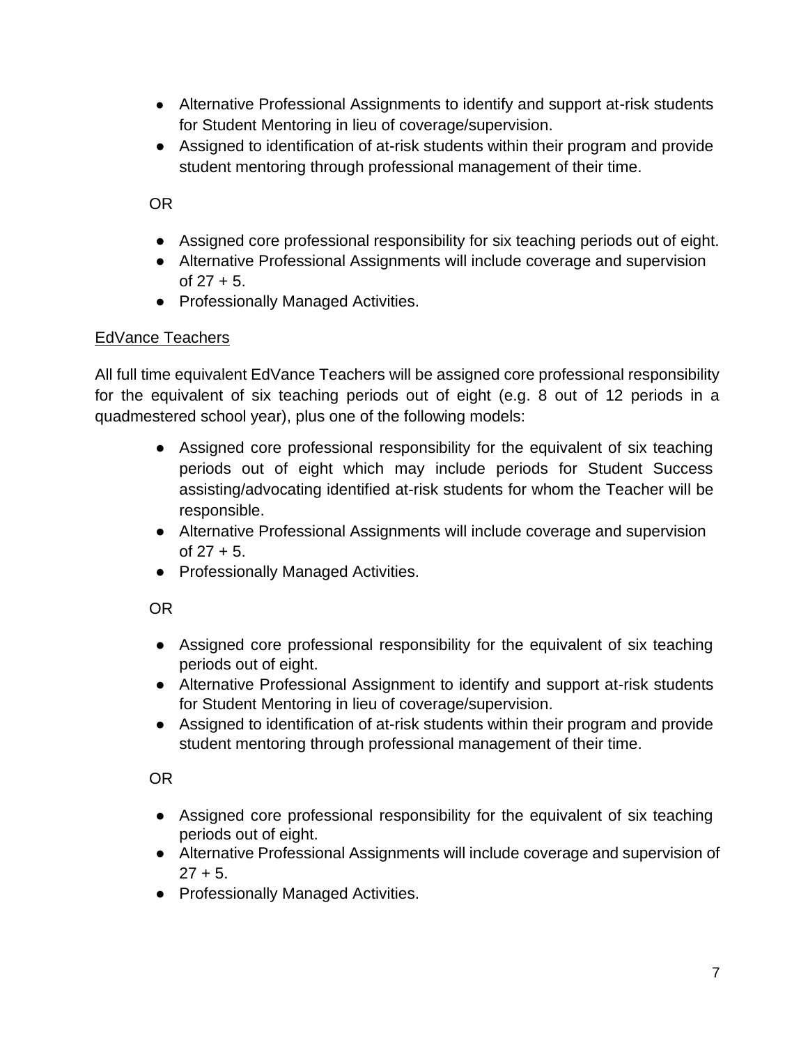- Alternative Professional Assignments to identify and support at-risk students for Student Mentoring in lieu of coverage/supervision.
- Assigned to identification of at-risk students within their program and provide student mentoring through professional management of their time.

OR

- Assigned core professional responsibility for six teaching periods out of eight.
- Alternative Professional Assignments will include coverage and supervision of 27 + 5.
- Professionally Managed Activities.

<u>EdVance Teachers</u>

All full time equivalent EdVance Teachers will be assigned core professional responsibility for the equivalent of six teaching periods out of eight (e.g. 8 out of 12 periods in a quadmestered school year), plus one of the following models:

- Assigned core professional responsibility for the equivalent of six teaching periods out of eight which may include periods for Student Success assisting/advocating identified at-risk students for whom the Teacher will be responsible.
- Alternative Professional Assignments will include coverage and supervision of 27 + 5.
- Professionally Managed Activities.

OR

- Assigned core professional responsibility for the equivalent of six teaching periods out of eight.
- Alternative Professional Assignment to identify and support at-risk students for Student Mentoring in lieu of coverage/supervision.
- Assigned to identification of at-risk students within their program and provide student mentoring through professional management of their time.

OR

- Assigned core professional responsibility for the equivalent of six teaching periods out of eight.
- Alternative Professional Assignments will include coverage and supervision of 27 + 5.
- Professionally Managed Activities.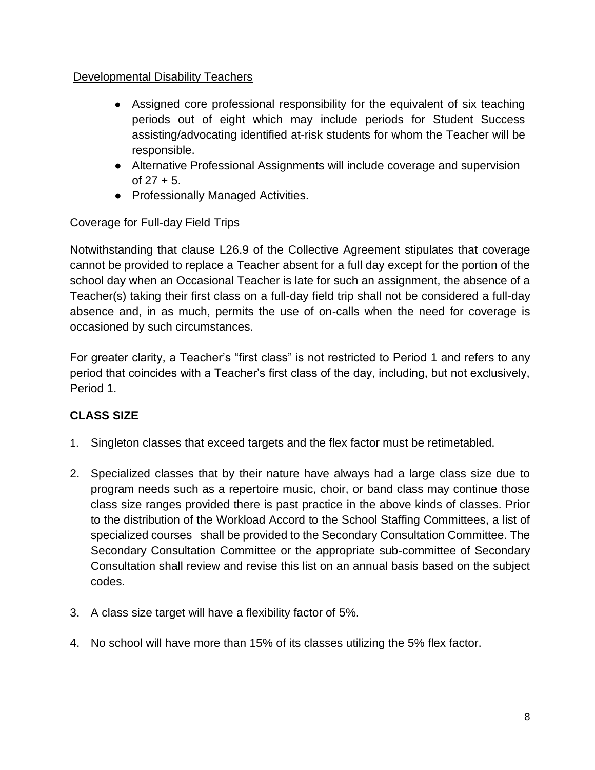Developmental Disability Teachers

- Assigned core professional responsibility for the equivalent of six teaching periods out of eight which may include periods for Student Success assisting/advocating identified at-risk students for whom the Teacher will be responsible.
- Alternative Professional Assignments will include coverage and supervision of 27 + 5.
- Professionally Managed Activities.

Coverage for Full-day Field Trips

Notwithstanding that clause L26.9 of the Collective Agreement stipulates that coverage cannot be provided to replace a Teacher absent for a full day except for the portion of the school day when an Occasional Teacher is late for such an assignment, the absence of a Teacher(s) taking their first class on a full-day field trip shall not be considered a full-day absence and, in as much, permits the use of on-calls when the need for coverage is occasioned by such circumstances.

For greater clarity, a Teacher's "first class" is not restricted to Period 1 and refers to any period that coincides with a Teacher's first class of the day, including, but not exclusively, Period 1.

**CLASS SIZE**

1. Singleton classes that exceed targets and the flex factor must be retimetabled.

2. Specialized classes that by their nature have always had a large class size due to program needs such as a repertoire music, choir, or band class may continue those class size ranges provided there is past practice in the above kinds of classes. Prior to the distribution of the Workload Accord to the School Staffing Committees, a list of specialized courses shall be provided to the Secondary Consultation Committee. The Secondary Consultation Committee or the appropriate sub-committee of Secondary Consultation shall review and revise this list on an annual basis based on the subject codes.

3. A class size target will have a flexibility factor of 5%.

4. No school will have more than 15% of its classes utilizing the 5% flex factor.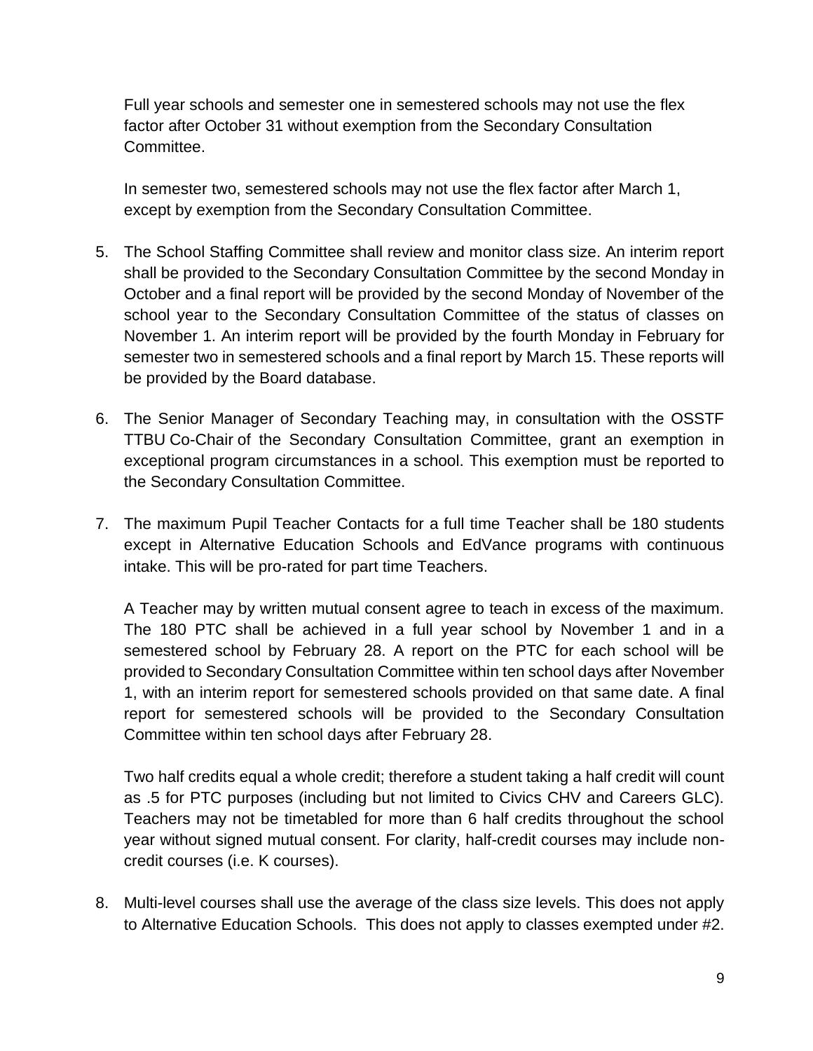Full year schools and semester one in semestered schools may not use the flex factor after October 31 without exemption from the Secondary Consultation Committee.

In semester two, semestered schools may not use the flex factor after March 1, except by exemption from the Secondary Consultation Committee.

5. The School Staffing Committee shall review and monitor class size. An interim report shall be provided to the Secondary Consultation Committee by the second Monday in October and a final report will be provided by the second Monday of November of the school year to the Secondary Consultation Committee of the status of classes on November 1. An interim report will be provided by the fourth Monday in February for semester two in semestered schools and a final report by March 15. These reports will be provided by the Board database.

6. The Senior Manager of Secondary Teaching may, in consultation with the OSSTF TTBU Co-Chair of the Secondary Consultation Committee, grant an exemption in exceptional program circumstances in a school. This exemption must be reported to the Secondary Consultation Committee.

7. The maximum Pupil Teacher Contacts for a full time Teacher shall be 180 students except in Alternative Education Schools and EdVance programs with continuous intake. This will be pro-rated for part time Teachers.

   A Teacher may by written mutual consent agree to teach in excess of the maximum. The 180 PTC shall be achieved in a full year school by November 1 and in a semestered school by February 28. A report on the PTC for each school will be provided to Secondary Consultation Committee within ten school days after November 1, with an interim report for semestered schools provided on that same date. A final report for semestered schools will be provided to the Secondary Consultation Committee within ten school days after February 28.

   Two half credits equal a whole credit; therefore a student taking a half credit will count as .5 for PTC purposes (including but not limited to Civics CHV and Careers GLC). Teachers may not be timetabled for more than 6 half credits throughout the school year without signed mutual consent. For clarity, half-credit courses may include non-credit courses (i.e. K courses).

8. Multi-level courses shall use the average of the class size levels. This does not apply to Alternative Education Schools. This does not apply to classes exempted under #2.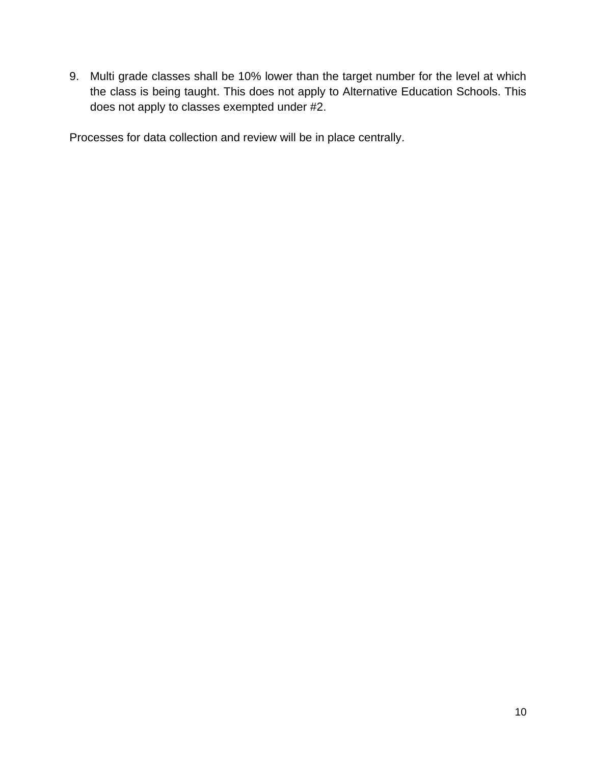9. Multi grade classes shall be 10% lower than the target number for the level at which the class is being taught. This does not apply to Alternative Education Schools. This does not apply to classes exempted under #2.

Processes for data collection and review will be in place centrally.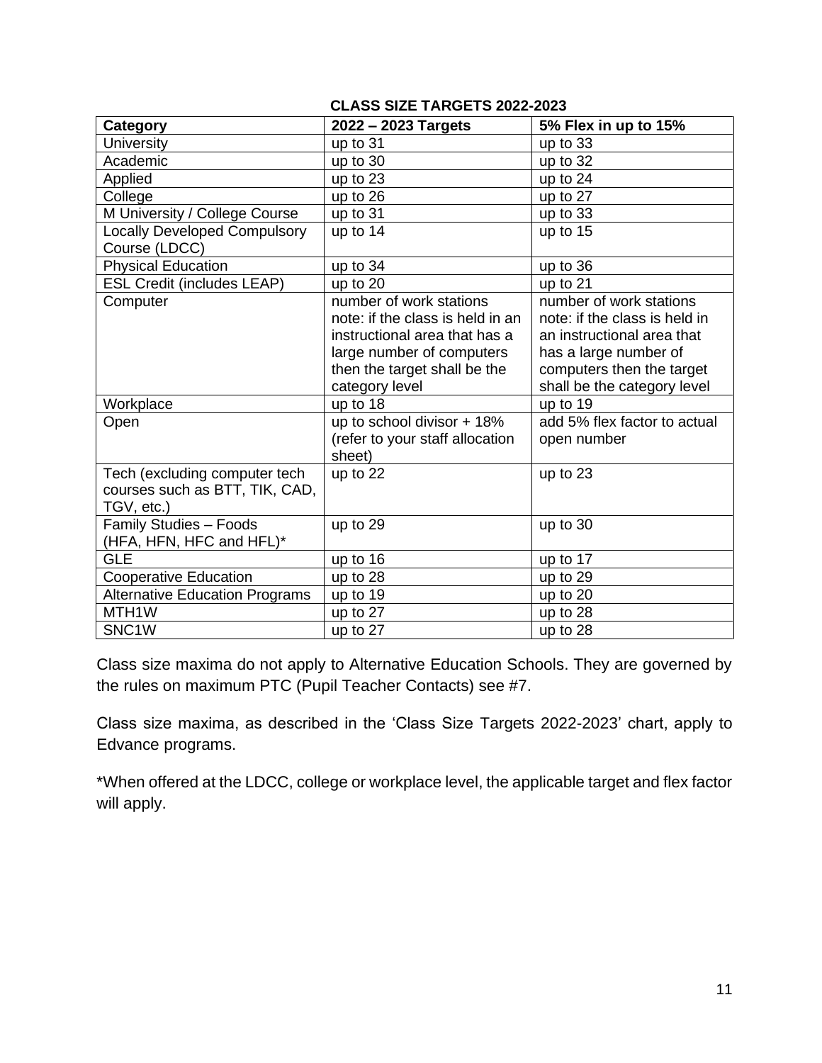**CLASS SIZE TARGETS 2022-2023**

| Category | 2022 – 2023 Targets | 5% Flex in up to 15% |
| --- | --- | --- |
| University | up to 31 | up to 33 |
| Academic | up to 30 | up to 32 |
| Applied | up to 23 | up to 24 |
| College | up to 26 | up to 27 |
| M University / College Course | up to 31 | up to 33 |
| Locally Developed Compulsory Course (LDCC) | up to 14 | up to 15 |
| Physical Education | up to 34 | up to 36 |
| ESL Credit (includes LEAP) | up to 20 | up to 21 |
| Computer | number of work stations note: if the class is held in an instructional area that has a large number of computers then the target shall be the category level | number of work stations note: if the class is held in an instructional area that has a large number of computers then the target shall be the category level |
| Workplace | up to 18 | up to 19 |
| Open | up to school divisor + 18% (refer to your staff allocation sheet) | add 5% flex factor to actual open number |
| Tech (excluding computer tech courses such as BTT, TIK, CAD, TGV, etc.) | up to 22 | up to 23 |
| Family Studies – Foods (HFA, HFN, HFC and HFL)* | up to 29 | up to 30 |
| GLE | up to 16 | up to 17 |
| Cooperative Education | up to 28 | up to 29 |
| Alternative Education Programs | up to 19 | up to 20 |
| MTH1W | up to 27 | up to 28 |
| SNC1W | up to 27 | up to 28 |

Class size maxima do not apply to Alternative Education Schools. They are governed by the rules on maximum PTC (Pupil Teacher Contacts) see #7.

Class size maxima, as described in the 'Class Size Targets 2022-2023' chart, apply to Edvance programs.

*When offered at the LDCC, college or workplace level, the applicable target and flex factor will apply.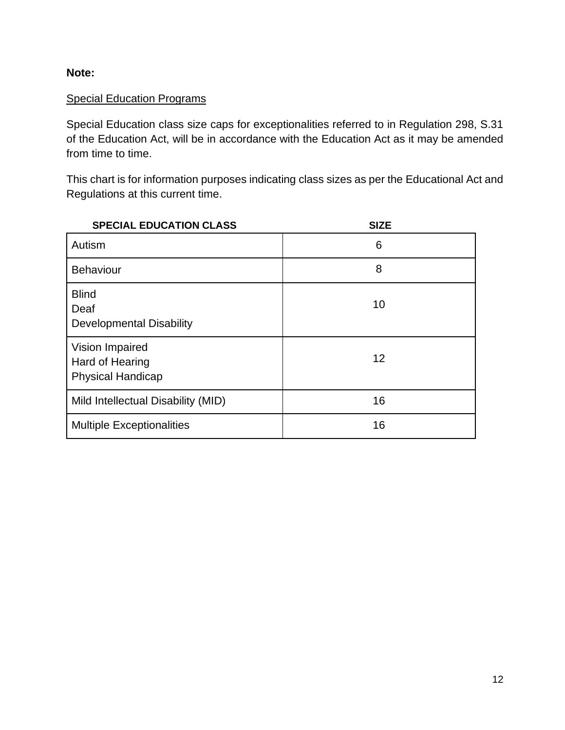**Note:**

Special Education Programs

Special Education class size caps for exceptionalities referred to in Regulation 298, S.31 of the Education Act, will be in accordance with the Education Act as it may be amended from time to time.

This chart is for information purposes indicating class sizes as per the Educational Act and Regulations at this current time.

| SPECIAL EDUCATION CLASS | SIZE |
|---|---|
| Autism | 6 |
| Behaviour | 8 |
| Blind<br>Deaf<br>Developmental Disability | 10 |
| Vision Impaired<br>Hard of Hearing<br>Physical Handicap | 12 |
| Mild Intellectual Disability (MID) | 16 |
| Multiple Exceptionalities | 16 |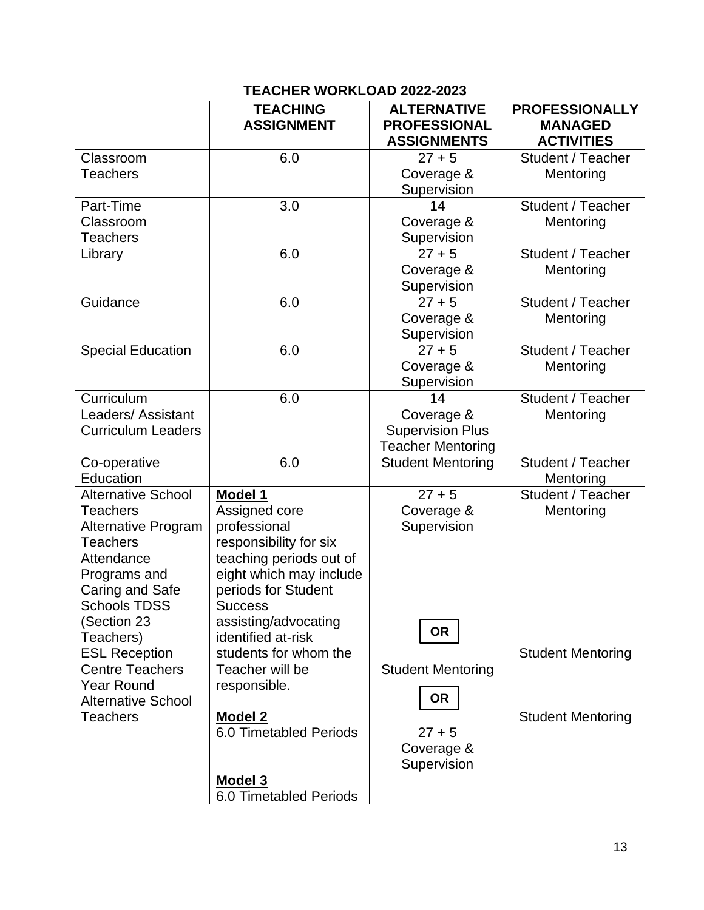## TEACHER WORKLOAD 2022-2023

| | TEACHING ASSIGNMENT | ALTERNATIVE PROFESSIONAL ASSIGNMENTS | PROFESSIONALLY MANAGED ACTIVITIES |
|---|---|---|---|
| Classroom Teachers | 6.0 | 27 + 5 Coverage & Supervision | Student / Teacher Mentoring |
| Part-Time Classroom Teachers | 3.0 | 14 Coverage & Supervision | Student / Teacher Mentoring |
| Library | 6.0 | 27 + 5 Coverage & Supervision | Student / Teacher Mentoring |
| Guidance | 6.0 | 27 + 5 Coverage & Supervision | Student / Teacher Mentoring |
| Special Education | 6.0 | 27 + 5 Coverage & Supervision | Student / Teacher Mentoring |
| Curriculum Leaders/ Assistant Curriculum Leaders | 6.0 | 14 Coverage & Supervision Plus Teacher Mentoring | Student / Teacher Mentoring |
| Co-operative Education | 6.0 | Student Mentoring | Student / Teacher Mentoring |
| Alternative School Teachers Alternative Program Teachers Attendance Programs and Caring and Safe Schools TDSS (Section 23 Teachers) ESL Reception Centre Teachers Year Round Alternative School Teachers | **Model 1** Assigned core professional responsibility for six teaching periods out of eight which may include periods for Student Success assisting/advocating identified at-risk students for whom the Teacher will be responsible. | 27 + 5 Coverage & Supervision | Student / Teacher Mentoring |
| | | **OR** | |
| | | Student Mentoring | Student Mentoring |
| | | **OR** | |
| | **Model 2** 6.0 Timetabled Periods | 27 + 5 Coverage & Supervision | Student Mentoring |
| | **Model 3** 6.0 Timetabled Periods | | |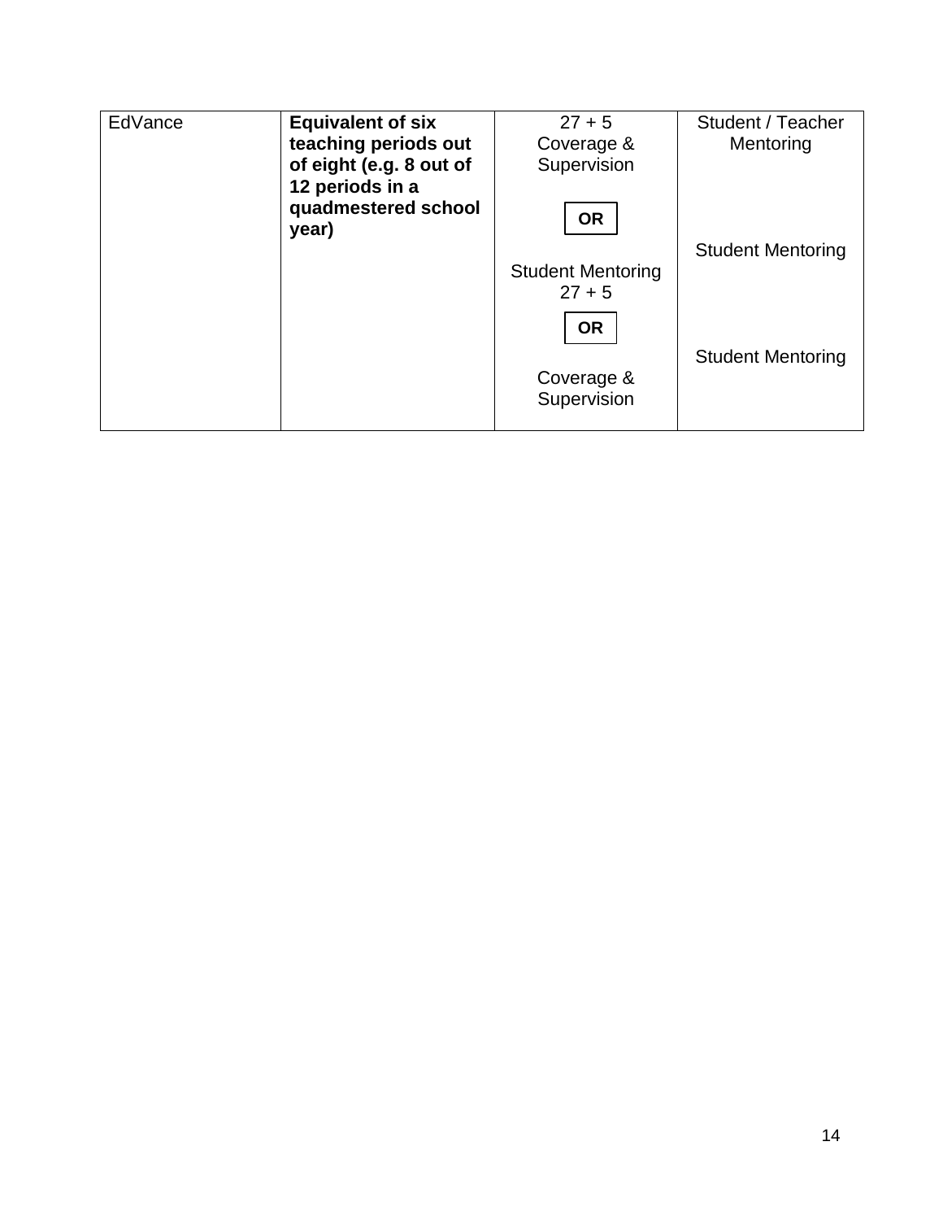| | | | |
|---|---|---|---|
| EdVance | **Equivalent of six teaching periods out of eight (e.g. 8 out of 12 periods in a quadmestered school year)** | 27 + 5<br>Coverage & Supervision<br><br>**OR**<br><br>Student Mentoring<br>27 + 5<br><br>**OR**<br><br>Coverage & Supervision | Student / Teacher Mentoring<br><br><br>Student Mentoring<br><br><br>Student Mentoring |